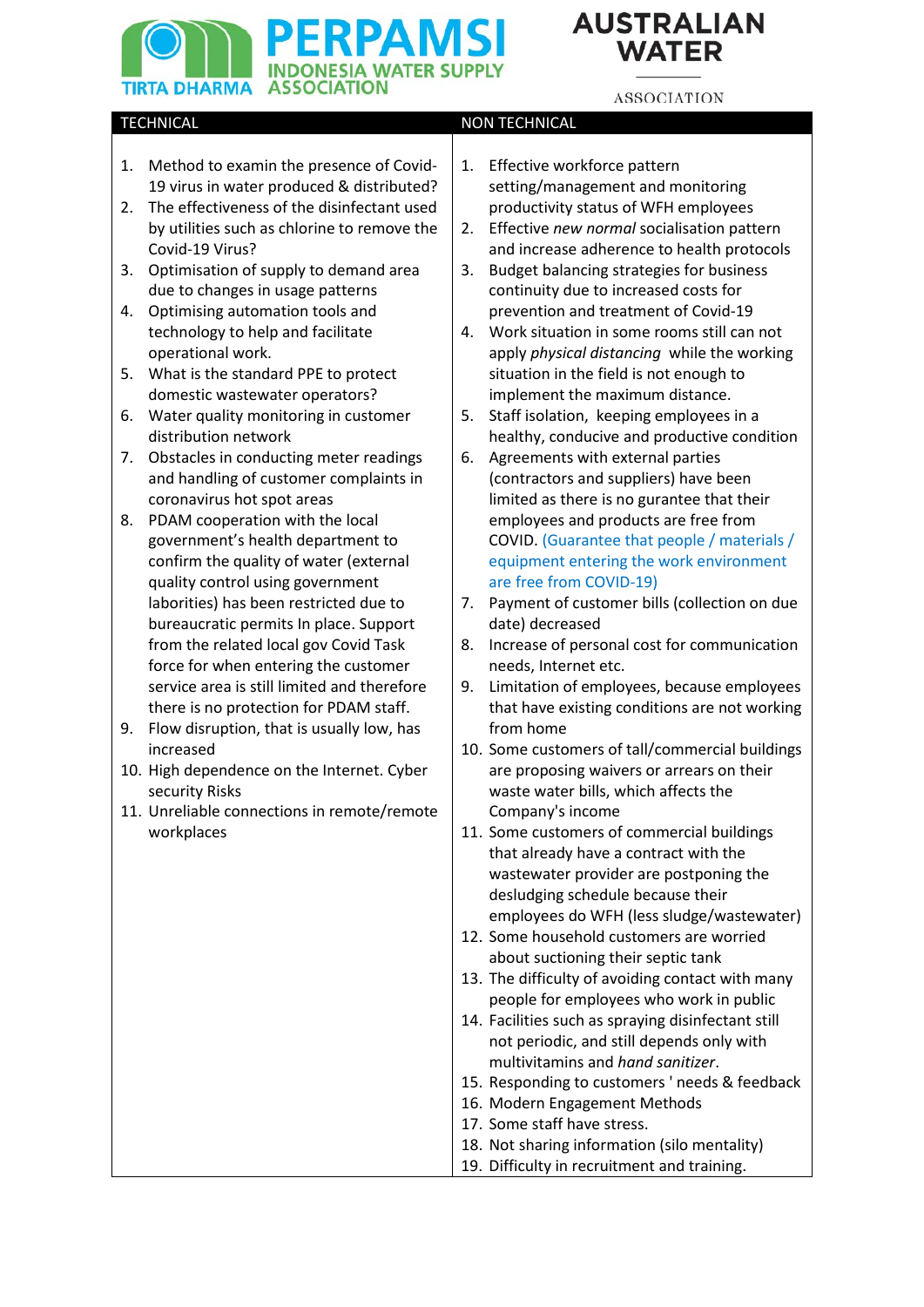PERPAMSI TIRTA DHARMA INDONESIA WATER SUPPLY ASSOCIATION

AUSTRALIAN WATER ASSOCIATION

## TECHNICAL

1. Method to examin the presence of Covid-19 virus in water produced & distributed?
2. The effectiveness of the disinfectant used by utilities such as chlorine to remove the Covid-19 Virus?
3. Optimisation of supply to demand area due to changes in usage patterns
4. Optimising automation tools and technology to help and facilitate operational work.
5. What is the standard PPE to protect domestic wastewater operators?
6. Water quality monitoring in customer distribution network
7. Obstacles in conducting meter readings and handling of customer complaints in coronavirus hot spot areas
8. PDAM cooperation with the local government's health department to confirm the quality of water (external quality control using government laborities) has been restricted due to bureaucratic permits In place. Support from the related local gov Covid Task force for when entering the customer service area is still limited and therefore there is no protection for PDAM staff.
9. Flow disruption, that is usually low, has increased
10. High dependence on the Internet. Cyber security Risks
11. Unreliable connections in remote/remote workplaces

## NON TECHNICAL

1. Effective workforce pattern setting/management and monitoring productivity status of WFH employees
2. Effective *new normal* socialisation pattern and increase adherence to health protocols
3. Budget balancing strategies for business continuity due to increased costs for prevention and treatment of Covid-19
4. Work situation in some rooms still can not apply *physical distancing* while the working situation in the field is not enough to implement the maximum distance.
5. Staff isolation, keeping employees in a healthy, conducive and productive condition
6. Agreements with external parties (contractors and suppliers) have been limited as there is no gurantee that their employees and products are free from COVID. (Guarantee that people / materials / equipment entering the work environment are free from COVID-19)
7. Payment of customer bills (collection on due date) decreased
8. Increase of personal cost for communication needs, Internet etc.
9. Limitation of employees, because employees that have existing conditions are not working from home
10. Some customers of tall/commercial buildings are proposing waivers or arrears on their waste water bills, which affects the Company's income
11. Some customers of commercial buildings that already have a contract with the wastewater provider are postponing the desludging schedule because their employees do WFH (less sludge/wastewater)
12. Some household customers are worried about suctioning their septic tank
13. The difficulty of avoiding contact with many people for employees who work in public
14. Facilities such as spraying disinfectant still not periodic, and still depends only with multivitamins and *hand sanitizer*.
15. Responding to customers ' needs & feedback
16. Modern Engagement Methods
17. Some staff have stress.
18. Not sharing information (silo mentality)
19. Difficulty in recruitment and training.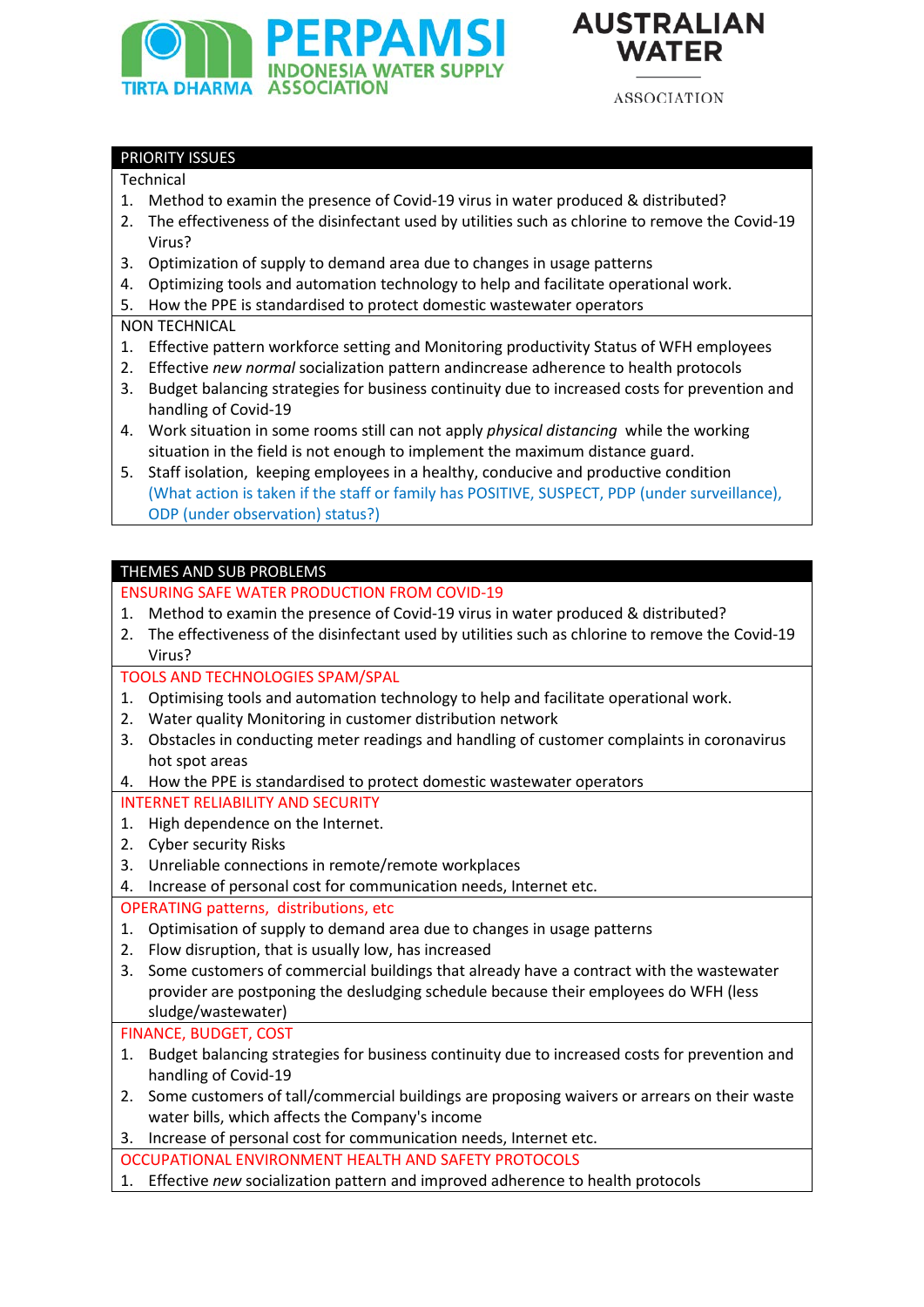PERPAMSI INDONESIA WATER SUPPLY ASSOCIATION — TIRTA DHARMA

AUSTRALIAN WATER ASSOCIATION

## PRIORITY ISSUES

### Technical

1. Method to examin the presence of Covid-19 virus in water produced & distributed?
2. The effectiveness of the disinfectant used by utilities such as chlorine to remove the Covid-19 Virus?
3. Optimization of supply to demand area due to changes in usage patterns
4. Optimizing tools and automation technology to help and facilitate operational work.
5. How the PPE is standardised to protect domestic wastewater operators

### NON TECHNICAL

1. Effective pattern workforce setting and Monitoring productivity Status of WFH employees
2. Effective *new normal* socialization pattern andincrease adherence to health protocols
3. Budget balancing strategies for business continuity due to increased costs for prevention and handling of Covid-19
4. Work situation in some rooms still can not apply *physical distancing* while the working situation in the field is not enough to implement the maximum distance guard.
5. Staff isolation, keeping employees in a healthy, conducive and productive condition (What action is taken if the staff or family has POSITIVE, SUSPECT, PDP (under surveillance), ODP (under observation) status?)

## THEMES AND SUB PROBLEMS

### ENSURING SAFE WATER PRODUCTION FROM COVID-19

1. Method to examin the presence of Covid-19 virus in water produced & distributed?
2. The effectiveness of the disinfectant used by utilities such as chlorine to remove the Covid-19 Virus?

### TOOLS AND TECHNOLOGIES SPAM/SPAL

1. Optimising tools and automation technology to help and facilitate operational work.
2. Water quality Monitoring in customer distribution network
3. Obstacles in conducting meter readings and handling of customer complaints in coronavirus hot spot areas
4. How the PPE is standardised to protect domestic wastewater operators

### INTERNET RELIABILITY AND SECURITY

1. High dependence on the Internet.
2. Cyber security Risks
3. Unreliable connections in remote/remote workplaces
4. Increase of personal cost for communication needs, Internet etc.

### OPERATING patterns, distributions, etc

1. Optimisation of supply to demand area due to changes in usage patterns
2. Flow disruption, that is usually low, has increased
3. Some customers of commercial buildings that already have a contract with the wastewater provider are postponing the desludging schedule because their employees do WFH (less sludge/wastewater)

### FINANCE, BUDGET, COST

1. Budget balancing strategies for business continuity due to increased costs for prevention and handling of Covid-19
2. Some customers of tall/commercial buildings are proposing waivers or arrears on their waste water bills, which affects the Company's income
3. Increase of personal cost for communication needs, Internet etc.

### OCCUPATIONAL ENVIRONMENT HEALTH AND SAFETY PROTOCOLS

1. Effective *new* socialization pattern and improved adherence to health protocols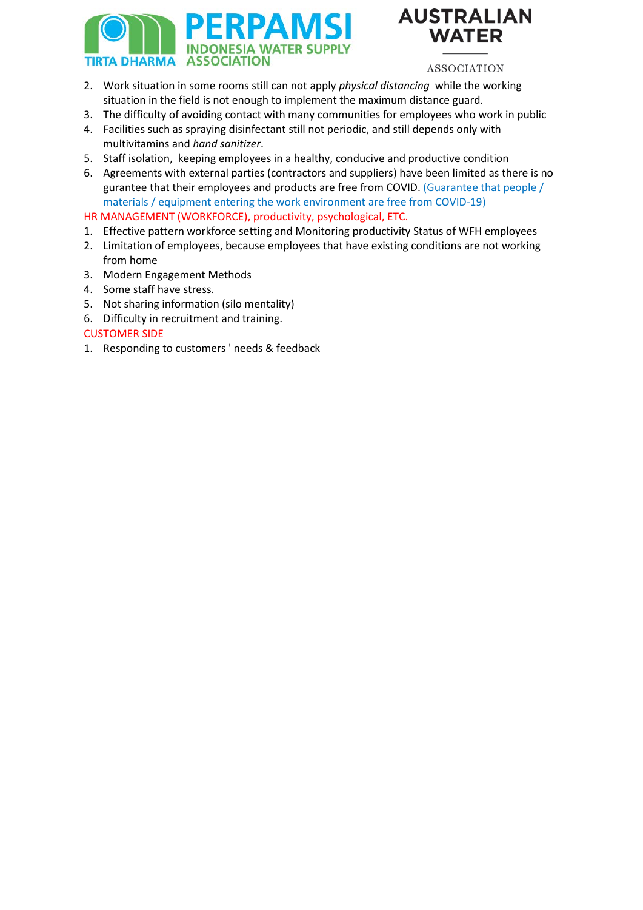2. Work situation in some rooms still can not apply *physical distancing* while the working situation in the field is not enough to implement the maximum distance guard.
3. The difficulty of avoiding contact with many communities for employees who work in public
4. Facilities such as spraying disinfectant still not periodic, and still depends only with multivitamins and *hand sanitizer*.
5. Staff isolation, keeping employees in a healthy, conducive and productive condition
6. Agreements with external parties (contractors and suppliers) have been limited as there is no gurantee that their employees and products are free from COVID. (Guarantee that people / materials / equipment entering the work environment are free from COVID-19)

HR MANAGEMENT (WORKFORCE), productivity, psychological, ETC.

1. Effective pattern workforce setting and Monitoring productivity Status of WFH employees
2. Limitation of employees, because employees that have existing conditions are not working from home
3. Modern Engagement Methods
4. Some staff have stress.
5. Not sharing information (silo mentality)
6. Difficulty in recruitment and training.

CUSTOMER SIDE

1. Responding to customers ' needs & feedback